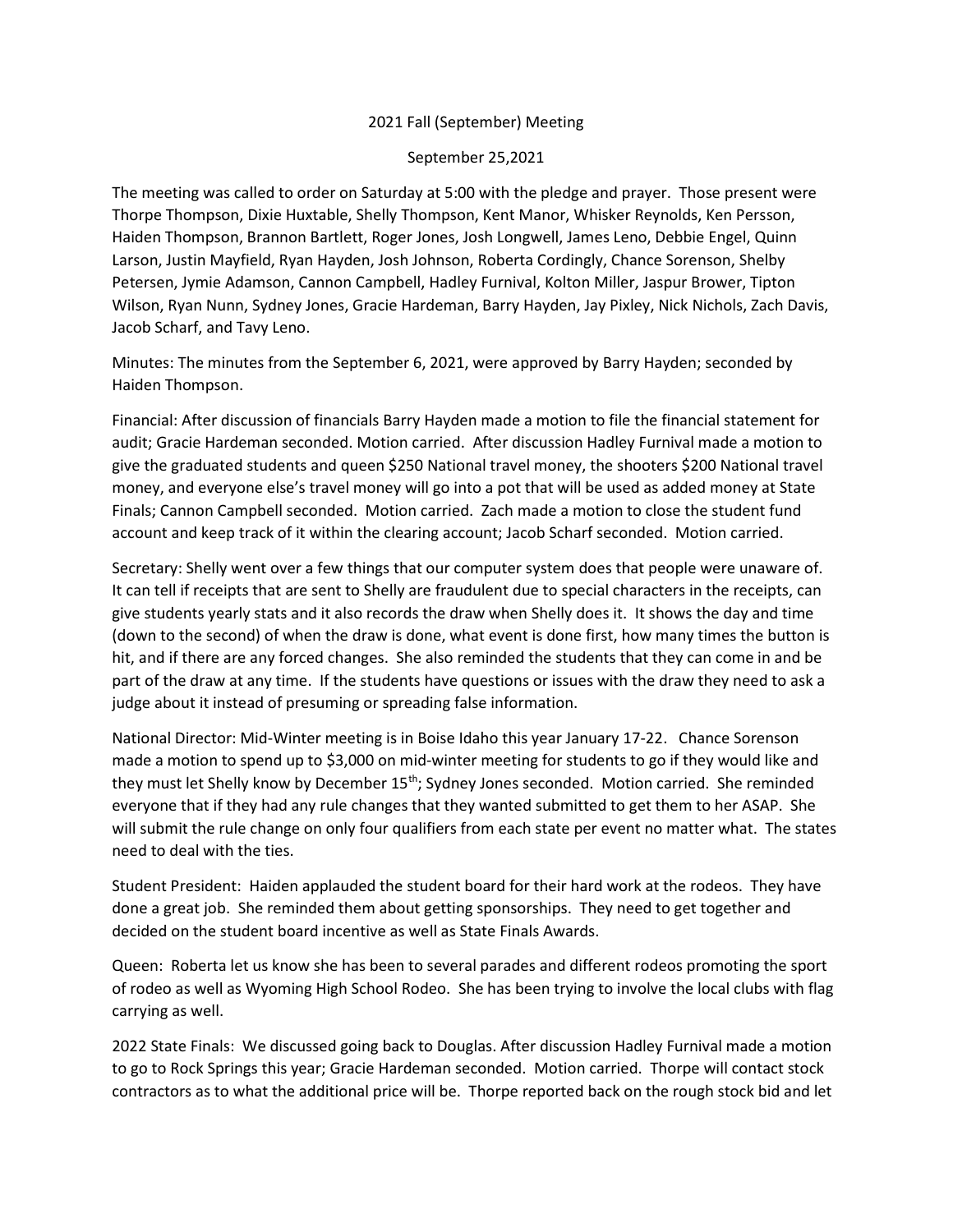2021 Fall (September) Meeting

September 25,2021

The meeting was called to order on Saturday at 5:00 with the pledge and prayer. Those present were Thorpe Thompson, Dixie Huxtable, Shelly Thompson, Kent Manor, Whisker Reynolds, Ken Persson, Haiden Thompson, Brannon Bartlett, Roger Jones, Josh Longwell, James Leno, Debbie Engel, Quinn Larson, Justin Mayfield, Ryan Hayden, Josh Johnson, Roberta Cordingly, Chance Sorenson, Shelby Petersen, Jymie Adamson, Cannon Campbell, Hadley Furnival, Kolton Miller, Jaspur Brower, Tipton Wilson, Ryan Nunn, Sydney Jones, Gracie Hardeman, Barry Hayden, Jay Pixley, Nick Nichols, Zach Davis, Jacob Scharf, and Tavy Leno.

Minutes: The minutes from the September 6, 2021, were approved by Barry Hayden; seconded by Haiden Thompson.

Financial: After discussion of financials Barry Hayden made a motion to file the financial statement for audit; Gracie Hardeman seconded. Motion carried. After discussion Hadley Furnival made a motion to give the graduated students and queen $250 National travel money, the shooters $200 National travel money, and everyone else's travel money will go into a pot that will be used as added money at State Finals; Cannon Campbell seconded. Motion carried. Zach made a motion to close the student fund account and keep track of it within the clearing account; Jacob Scharf seconded. Motion carried.

Secretary: Shelly went over a few things that our computer system does that people were unaware of. It can tell if receipts that are sent to Shelly are fraudulent due to special characters in the receipts, can give students yearly stats and it also records the draw when Shelly does it. It shows the day and time (down to the second) of when the draw is done, what event is done first, how many times the button is hit, and if there are any forced changes. She also reminded the students that they can come in and be part of the draw at any time. If the students have questions or issues with the draw they need to ask a judge about it instead of presuming or spreading false information.

National Director: Mid-Winter meeting is in Boise Idaho this year January 17-22. Chance Sorenson made a motion to spend up to $3,000 on mid-winter meeting for students to go if they would like and they must let Shelly know by December 15th; Sydney Jones seconded. Motion carried. She reminded everyone that if they had any rule changes that they wanted submitted to get them to her ASAP. She will submit the rule change on only four qualifiers from each state per event no matter what. The states need to deal with the ties.

Student President: Haiden applauded the student board for their hard work at the rodeos. They have done a great job. She reminded them about getting sponsorships. They need to get together and decided on the student board incentive as well as State Finals Awards.

Queen: Roberta let us know she has been to several parades and different rodeos promoting the sport of rodeo as well as Wyoming High School Rodeo. She has been trying to involve the local clubs with flag carrying as well.

2022 State Finals: We discussed going back to Douglas. After discussion Hadley Furnival made a motion to go to Rock Springs this year; Gracie Hardeman seconded. Motion carried. Thorpe will contact stock contractors as to what the additional price will be. Thorpe reported back on the rough stock bid and let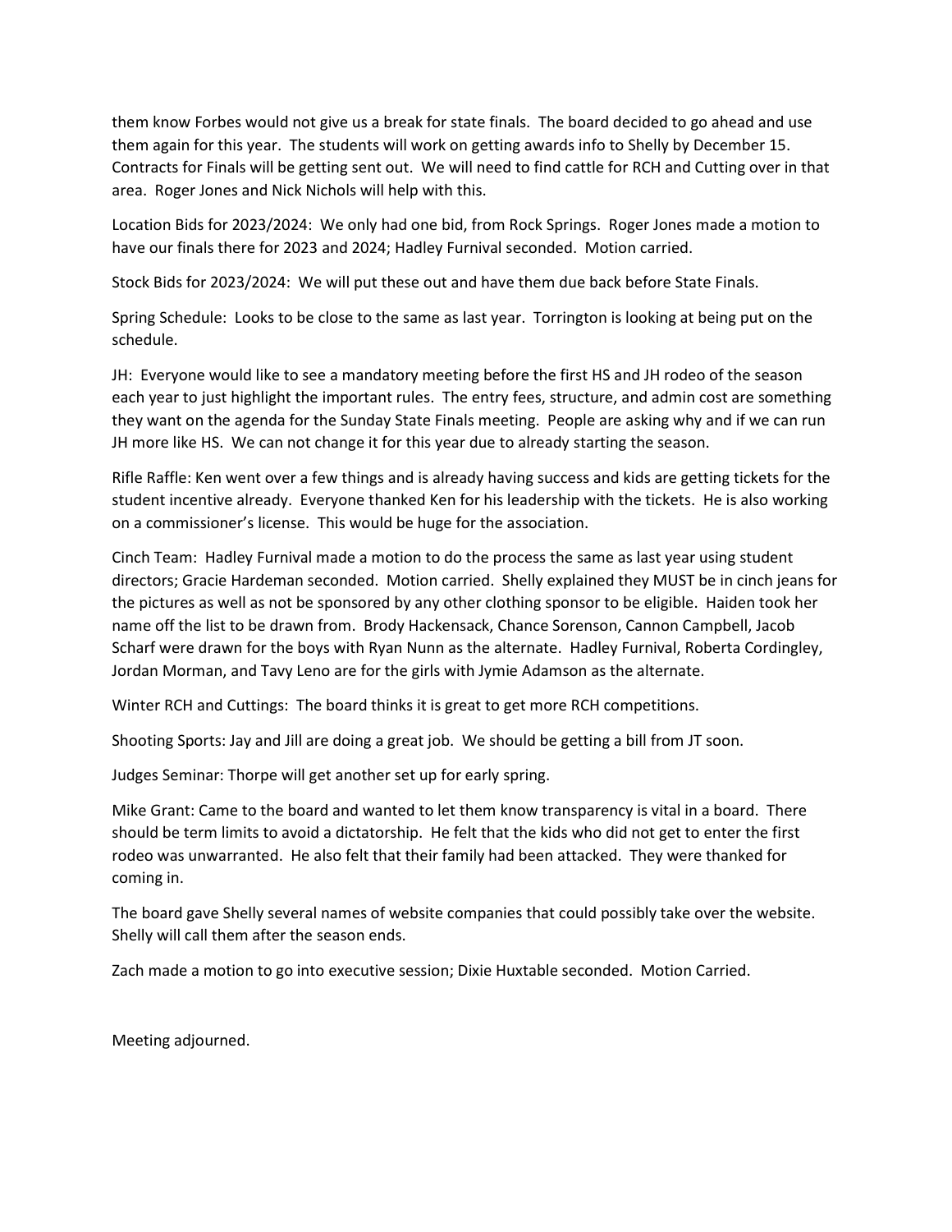them know Forbes would not give us a break for state finals. The board decided to go ahead and use them again for this year. The students will work on getting awards info to Shelly by December 15. Contracts for Finals will be getting sent out. We will need to find cattle for RCH and Cutting over in that area. Roger Jones and Nick Nichols will help with this.

Location Bids for 2023/2024: We only had one bid, from Rock Springs. Roger Jones made a motion to have our finals there for 2023 and 2024; Hadley Furnival seconded. Motion carried.

Stock Bids for 2023/2024: We will put these out and have them due back before State Finals.

Spring Schedule: Looks to be close to the same as last year. Torrington is looking at being put on the schedule.

JH: Everyone would like to see a mandatory meeting before the first HS and JH rodeo of the season each year to just highlight the important rules. The entry fees, structure, and admin cost are something they want on the agenda for the Sunday State Finals meeting. People are asking why and if we can run JH more like HS. We can not change it for this year due to already starting the season.

Rifle Raffle: Ken went over a few things and is already having success and kids are getting tickets for the student incentive already. Everyone thanked Ken for his leadership with the tickets. He is also working on a commissioner's license. This would be huge for the association.

Cinch Team: Hadley Furnival made a motion to do the process the same as last year using student directors; Gracie Hardeman seconded. Motion carried. Shelly explained they MUST be in cinch jeans for the pictures as well as not be sponsored by any other clothing sponsor to be eligible. Haiden took her name off the list to be drawn from. Brody Hackensack, Chance Sorenson, Cannon Campbell, Jacob Scharf were drawn for the boys with Ryan Nunn as the alternate. Hadley Furnival, Roberta Cordingley, Jordan Morman, and Tavy Leno are for the girls with Jymie Adamson as the alternate.

Winter RCH and Cuttings: The board thinks it is great to get more RCH competitions.

Shooting Sports: Jay and Jill are doing a great job. We should be getting a bill from JT soon.

Judges Seminar: Thorpe will get another set up for early spring.

Mike Grant: Came to the board and wanted to let them know transparency is vital in a board. There should be term limits to avoid a dictatorship. He felt that the kids who did not get to enter the first rodeo was unwarranted. He also felt that their family had been attacked. They were thanked for coming in.

The board gave Shelly several names of website companies that could possibly take over the website. Shelly will call them after the season ends.

Zach made a motion to go into executive session; Dixie Huxtable seconded. Motion Carried.

Meeting adjourned.